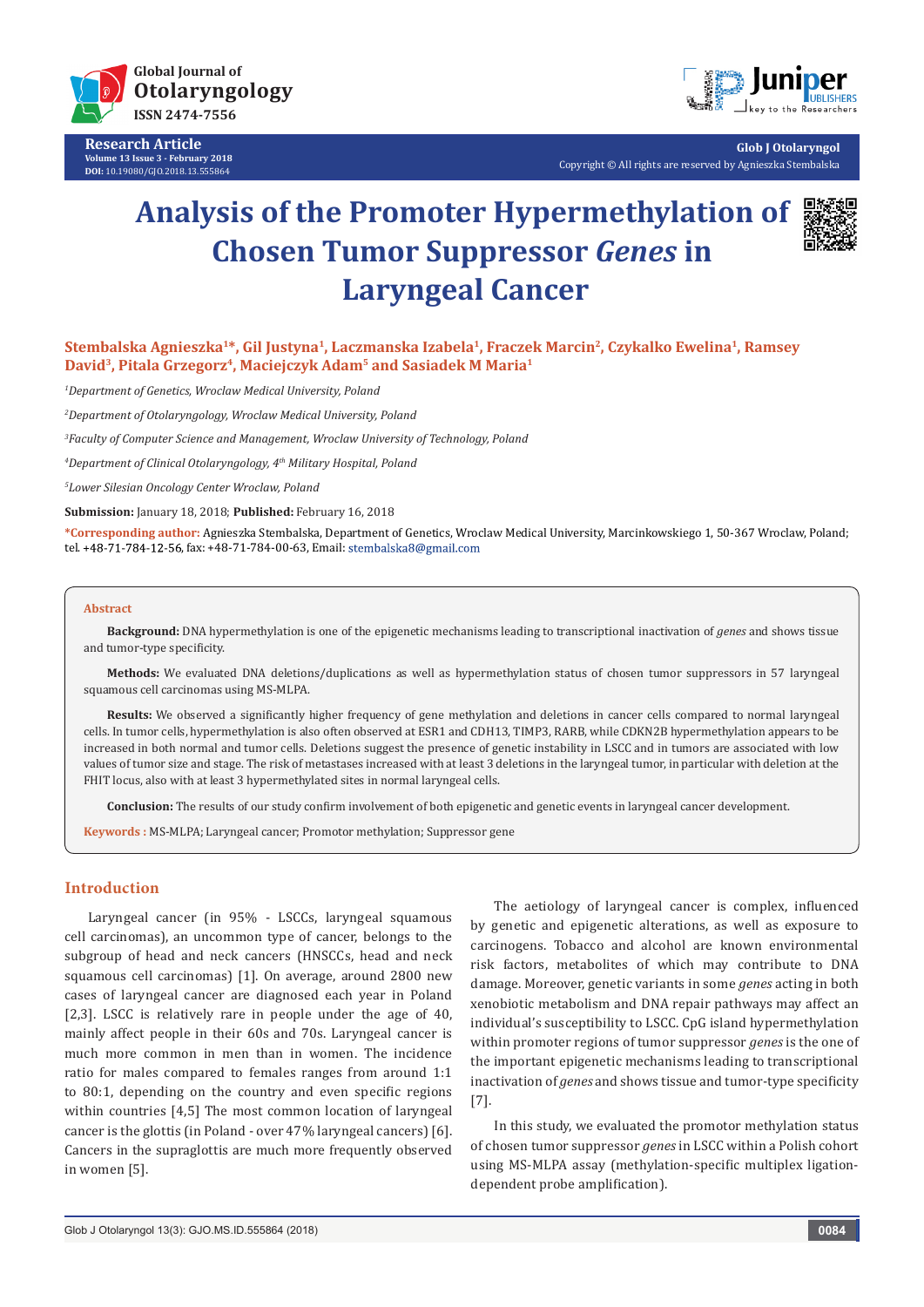# Analysis of the Promoter Hypermethylation of Chosen Tumor Suppressor *Genes* in Laryngeal Cancer

**Stembalska Agnieszka[1]*, Gil Justyna[1], Laczmanska Izabela[1], Fraczek Marcin[2], Czykalko Ewelina[1], Ramsey David[3], Pitala Grzegorz[4], Maciejczyk Adam[5] and Sasiadek M Maria[1]**

*[1]Department of Genetics, Wroclaw Medical University, Poland*

*[2]Department of Otolaryngology, Wroclaw Medical University, Poland*

*[3]Faculty of Computer Science and Management, Wroclaw University of Technology, Poland*

*[4]Department of Clinical Otolaryngology, 4th Military Hospital, Poland*

*[5]Lower Silesian Oncology Center Wroclaw, Poland*

**Submission:** January 18, 2018; **Published:** February 16, 2018

***Corresponding author:** Agnieszka Stembalska, Department of Genetics, Wroclaw Medical University, Marcinkowskiego 1, 50-367 Wroclaw, Poland; tel. +48-71-784-12-56, fax: +48-71-784-00-63, Email: stembalska8@gmail.com

## Abstract

**Background:** DNA hypermethylation is one of the epigenetic mechanisms leading to transcriptional inactivation of *genes* and shows tissue and tumor-type specificity.

**Methods:** We evaluated DNA deletions/duplications as well as hypermethylation status of chosen tumor suppressors in 57 laryngeal squamous cell carcinomas using MS-MLPA.

**Results:** We observed a significantly higher frequency of gene methylation and deletions in cancer cells compared to normal laryngeal cells. In tumor cells, hypermethylation is also often observed at ESR1 and CDH13, TIMP3, RARB, while CDKN2B hypermethylation appears to be increased in both normal and tumor cells. Deletions suggest the presence of genetic instability in LSCC and in tumors are associated with low values of tumor size and stage. The risk of metastases increased with at least 3 deletions in the laryngeal tumor, in particular with deletion at the FHIT locus, also with at least 3 hypermethylated sites in normal laryngeal cells.

**Conclusion:** The results of our study confirm involvement of both epigenetic and genetic events in laryngeal cancer development.

**Keywords :** MS-MLPA; Laryngeal cancer; Promotor methylation; Suppressor gene

## Introduction

Laryngeal cancer (in 95% - LSCCs, laryngeal squamous cell carcinomas), an uncommon type of cancer, belongs to the subgroup of head and neck cancers (HNSCCs, head and neck squamous cell carcinomas) [1]. On average, around 2800 new cases of laryngeal cancer are diagnosed each year in Poland [2,3]. LSCC is relatively rare in people under the age of 40, mainly affect people in their 60s and 70s. Laryngeal cancer is much more common in men than in women. The incidence ratio for males compared to females ranges from around 1:1 to 80:1, depending on the country and even specific regions within countries [4,5] The most common location of laryngeal cancer is the glottis (in Poland - over 47% laryngeal cancers) [6]. Cancers in the supraglottis are much more frequently observed in women [5].

The aetiology of laryngeal cancer is complex, influenced by genetic and epigenetic alterations, as well as exposure to carcinogens. Tobacco and alcohol are known environmental risk factors, metabolites of which may contribute to DNA damage. Moreover, genetic variants in some *genes* acting in both xenobiotic metabolism and DNA repair pathways may affect an individual's susceptibility to LSCC. CpG island hypermethylation within promoter regions of tumor suppressor *genes* is the one of the important epigenetic mechanisms leading to transcriptional inactivation of *genes* and shows tissue and tumor-type specificity [7].

In this study, we evaluated the promotor methylation status of chosen tumor suppressor *genes* in LSCC within a Polish cohort using MS-MLPA assay (methylation-specific multiplex ligation-dependent probe amplification).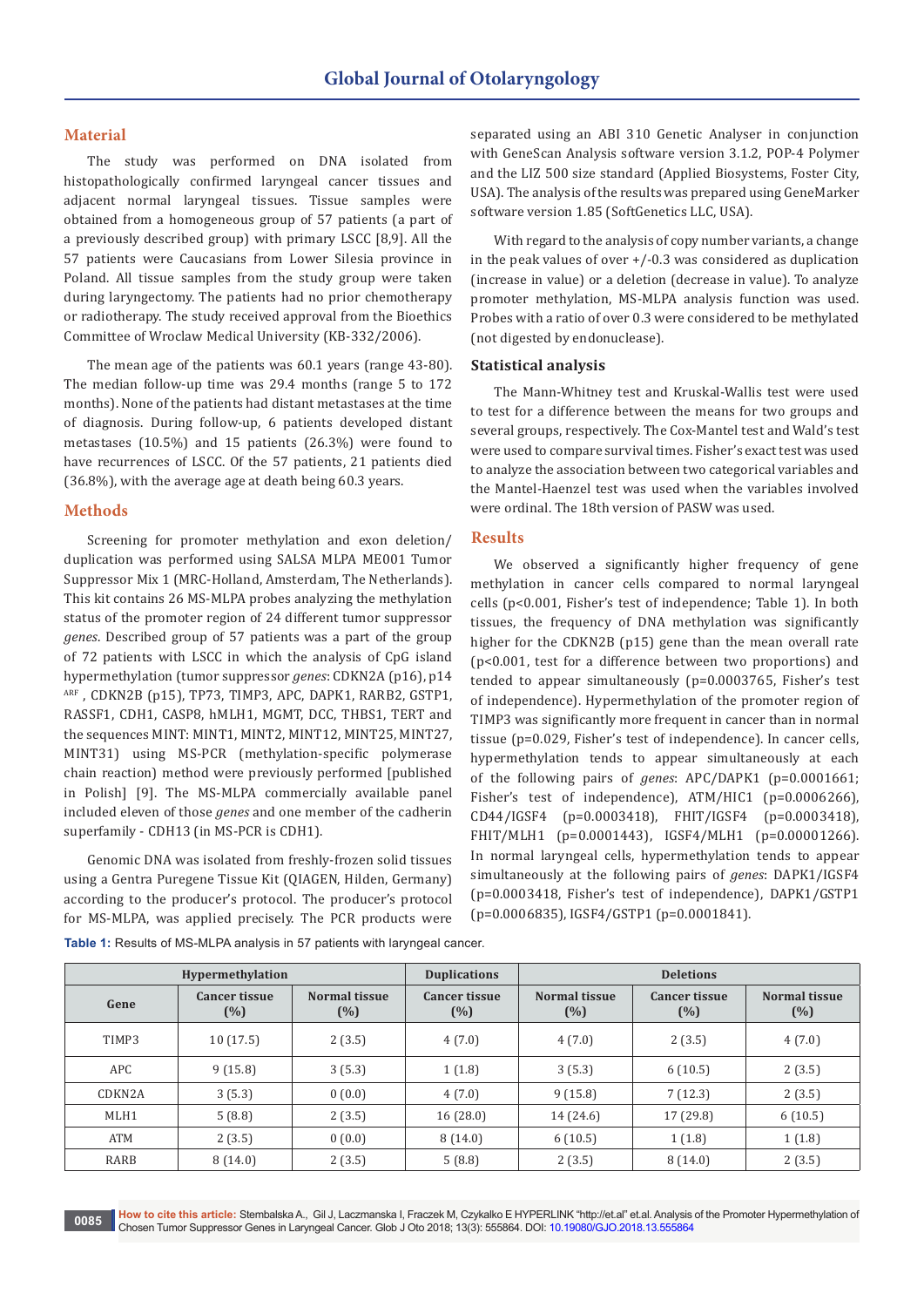## Material

The study was performed on DNA isolated from histopathologically confirmed laryngeal cancer tissues and adjacent normal laryngeal tissues. Tissue samples were obtained from a homogeneous group of 57 patients (a part of a previously described group) with primary LSCC [8,9]. All the 57 patients were Caucasians from Lower Silesia province in Poland. All tissue samples from the study group were taken during laryngectomy. The patients had no prior chemotherapy or radiotherapy. The study received approval from the Bioethics Committee of Wroclaw Medical University (KB-332/2006).

The mean age of the patients was 60.1 years (range 43-80). The median follow-up time was 29.4 months (range 5 to 172 months). None of the patients had distant metastases at the time of diagnosis. During follow-up, 6 patients developed distant metastases (10.5%) and 15 patients (26.3%) were found to have recurrences of LSCC. Of the 57 patients, 21 patients died (36.8%), with the average age at death being 60.3 years.

## Methods

Screening for promoter methylation and exon deletion/duplication was performed using SALSA MLPA ME001 Tumor Suppressor Mix 1 (MRC-Holland, Amsterdam, The Netherlands). This kit contains 26 MS-MLPA probes analyzing the methylation status of the promoter region of 24 different tumor suppressor *genes*. Described group of 57 patients was a part of the group of 72 patients with LSCC in which the analysis of CpG island hypermethylation (tumor suppressor *genes*: CDKN2A (p16), p14 [ARF], CDKN2B (p15), TP73, TIMP3, APC, DAPK1, RARB2, GSTP1, RASSF1, CDH1, CASP8, hMLH1, MGMT, DCC, THBS1, TERT and the sequences MINT: MINT1, MINT2, MINT12, MINT25, MINT27, MINT31) using MS-PCR (methylation-specific polymerase chain reaction) method were previously performed [published in Polish] [9]. The MS-MLPA commercially available panel included eleven of those *genes* and one member of the cadherin superfamily - CDH13 (in MS-PCR is CDH1).

Genomic DNA was isolated from freshly-frozen solid tissues using a Gentra Puregene Tissue Kit (QIAGEN, Hilden, Germany) according to the producer's protocol. The producer's protocol for MS-MLPA, was applied precisely. The PCR products were separated using an ABI 310 Genetic Analyser in conjunction with GeneScan Analysis software version 3.1.2, POP-4 Polymer and the LIZ 500 size standard (Applied Biosystems, Foster City, USA). The analysis of the results was prepared using GeneMarker software version 1.85 (SoftGenetics LLC, USA).

With regard to the analysis of copy number variants, a change in the peak values of over +/-0.3 was considered as duplication (increase in value) or a deletion (decrease in value). To analyze promoter methylation, MS-MLPA analysis function was used. Probes with a ratio of over 0.3 were considered to be methylated (not digested by endonuclease).

### Statistical analysis

The Mann-Whitney test and Kruskal-Wallis test were used to test for a difference between the means for two groups and several groups, respectively. The Cox-Mantel test and Wald's test were used to compare survival times. Fisher's exact test was used to analyze the association between two categorical variables and the Mantel-Haenzel test was used when the variables involved were ordinal. The 18th version of PASW was used.

## Results

We observed a significantly higher frequency of gene methylation in cancer cells compared to normal laryngeal cells ($p<0.001$, Fisher's test of independence; Table 1). In both tissues, the frequency of DNA methylation was significantly higher for the CDKN2B (p15) gene than the mean overall rate ($p<0.001$, test for a difference between two proportions) and tended to appear simultaneously ($p=0.0003765$, Fisher's test of independence). Hypermethylation of the promoter region of TIMP3 was significantly more frequent in cancer than in normal tissue ($p=0.029$, Fisher's test of independence). In cancer cells, hypermethylation tends to appear simultaneously at each of the following pairs of *genes*: APC/DAPK1 ($p=0.0001661$; Fisher's test of independence), ATM/HIC1 ($p=0.0006266$), CD44/IGSF4 ($p=0.0003418$), FHIT/IGSF4 ($p=0.0003418$), FHIT/MLH1 ($p=0.0001443$), IGSF4/MLH1 ($p=0.00001266$). In normal laryngeal cells, hypermethylation tends to appear simultaneously at the following pairs of *genes*: DAPK1/IGSF4 ($p=0.0003418$, Fisher's test of independence), DAPK1/GSTP1 ($p=0.0006835$), IGSF4/GSTP1 ($p=0.0001841$).

**Table 1:** Results of MS-MLPA analysis in 57 patients with laryngeal cancer.

| | Hypermethylation | | Duplications | | Deletions | |
|---|---|---|---|---|---|---|
| Gene | Cancer tissue (%) | Normal tissue (%) | Cancer tissue (%) | Normal tissue (%) | Cancer tissue (%) | Normal tissue (%) |
| TIMP3 | 10 (17.5) | 2 (3.5) | 4 (7.0) | 4 (7.0) | 2 (3.5) | 4 (7.0) |
| APC | 9 (15.8) | 3 (5.3) | 1 (1.8) | 3 (5.3) | 6 (10.5) | 2 (3.5) |
| CDKN2A | 3 (5.3) | 0 (0.0) | 4 (7.0) | 9 (15.8) | 7 (12.3) | 2 (3.5) |
| MLH1 | 5 (8.8) | 2 (3.5) | 16 (28.0) | 14 (24.6) | 17 (29.8) | 6 (10.5) |
| ATM | 2 (3.5) | 0 (0.0) | 8 (14.0) | 6 (10.5) | 1 (1.8) | 1 (1.8) |
| RARB | 8 (14.0) | 2 (3.5) | 5 (8.8) | 2 (3.5) | 8 (14.0) | 2 (3.5) |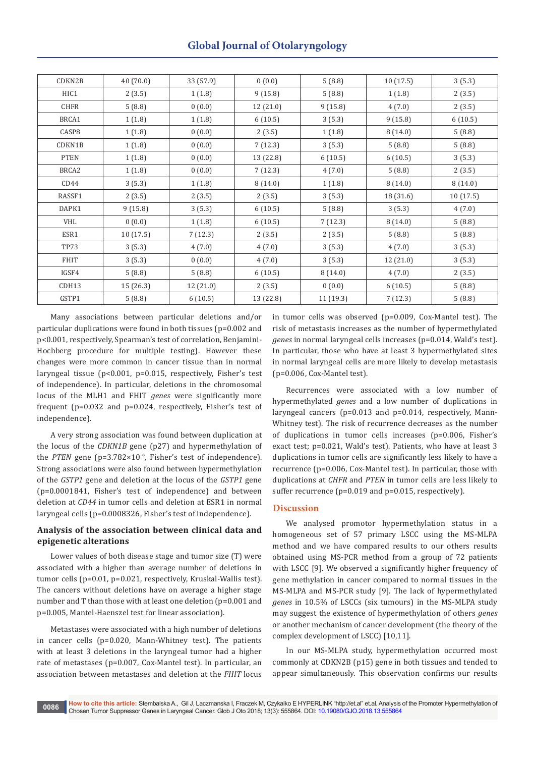| CDKN2B | 40 (70.0) | 33 (57.9) | 0 (0.0) | 5 (8.8) | 10 (17.5) | 3 (5.3) |
|---|---|---|---|---|---|---|
| HIC1 | 2 (3.5) | 1 (1.8) | 9 (15.8) | 5 (8.8) | 1 (1.8) | 2 (3.5) |
| CHFR | 5 (8.8) | 0 (0.0) | 12 (21.0) | 9 (15.8) | 4 (7.0) | 2 (3.5) |
| BRCA1 | 1 (1.8) | 1 (1.8) | 6 (10.5) | 3 (5.3) | 9 (15.8) | 6 (10.5) |
| CASP8 | 1 (1.8) | 0 (0.0) | 2 (3.5) | 1 (1.8) | 8 (14.0) | 5 (8.8) |
| CDKN1B | 1 (1.8) | 0 (0.0) | 7 (12.3) | 3 (5.3) | 5 (8.8) | 5 (8.8) |
| PTEN | 1 (1.8) | 0 (0.0) | 13 (22.8) | 6 (10.5) | 6 (10.5) | 3 (5.3) |
| BRCA2 | 1 (1.8) | 0 (0.0) | 7 (12.3) | 4 (7.0) | 5 (8.8) | 2 (3.5) |
| CD44 | 3 (5.3) | 1 (1.8) | 8 (14.0) | 1 (1.8) | 8 (14.0) | 8 (14.0) |
| RASSF1 | 2 (3.5) | 2 (3.5) | 2 (3.5) | 3 (5.3) | 18 (31.6) | 10 (17.5) |
| DAPK1 | 9 (15.8) | 3 (5.3) | 6 (10.5) | 5 (8.8) | 3 (5.3) | 4 (7.0) |
| VHL | 0 (0.0) | 1 (1.8) | 6 (10.5) | 7 (12.3) | 8 (14.0) | 5 (8.8) |
| ESR1 | 10 (17.5) | 7 (12.3) | 2 (3.5) | 2 (3.5) | 5 (8.8) | 5 (8.8) |
| TP73 | 3 (5.3) | 4 (7.0) | 4 (7.0) | 3 (5.3) | 4 (7.0) | 3 (5.3) |
| FHIT | 3 (5.3) | 0 (0.0) | 4 (7.0) | 3 (5.3) | 12 (21.0) | 3 (5.3) |
| IGSF4 | 5 (8.8) | 5 (8.8) | 6 (10.5) | 8 (14.0) | 4 (7.0) | 2 (3.5) |
| CDH13 | 15 (26.3) | 12 (21.0) | 2 (3.5) | 0 (0.0) | 6 (10.5) | 5 (8.8) |
| GSTP1 | 5 (8.8) | 6 (10.5) | 13 (22.8) | 11 (19.3) | 7 (12.3) | 5 (8.8) |

Many associations between particular deletions and/or particular duplications were found in both tissues ($p=0.002$ and $p<0.001$, respectively, Spearman's test of correlation, Benjamini-Hochberg procedure for multiple testing). However these changes were more common in cancer tissue than in normal laryngeal tissue ($p<0.001$, $p=0.015$, respectively, Fisher's test of independence). In particular, deletions in the chromosomal locus of the MLH1 and FHIT *genes* were significantly more frequent ($p=0.032$ and $p=0.024$, respectively, Fisher's test of independence).

A very strong association was found between duplication at the locus of the *CDKN1B* gene (p27) and hypermethylation of the *PTEN* gene ($p=3.782\times10^{-9}$, Fisher's test of independence). Strong associations were also found between hypermethylation of the *GSTP1* gene and deletion at the locus of the *GSTP1* gene ($p=0.0001841$, Fisher's test of independence) and between deletion at *CD44* in tumor cells and deletion at ESR1 in normal laryngeal cells ($p=0.0008326$, Fisher's test of independence).

### Analysis of the association between clinical data and epigenetic alterations

Lower values of both disease stage and tumor size (T) were associated with a higher than average number of deletions in tumor cells ($p=0.01$, $p=0.021$, respectively, Kruskal-Wallis test). The cancers without deletions have on average a higher stage number and T than those with at least one deletion ($p=0.001$ and $p=0.005$, Mantel-Haenszel test for linear association).

Metastases were associated with a high number of deletions in cancer cells ($p=0.020$, Mann-Whitney test). The patients with at least 3 deletions in the laryngeal tumor had a higher rate of metastases ($p=0.007$, Cox-Mantel test). In particular, an association between metastases and deletion at the *FHIT* locus in tumor cells was observed ($p=0.009$, Cox-Mantel test). The risk of metastasis increases as the number of hypermethylated *genes* in normal laryngeal cells increases ($p=0.014$, Wald's test). In particular, those who have at least 3 hypermethylated sites in normal laryngeal cells are more likely to develop metastasis ($p=0.006$, Cox-Mantel test).

Recurrences were associated with a low number of hypermethylated *genes* and a low number of duplications in laryngeal cancers ($p=0.013$ and $p=0.014$, respectively, Mann-Whitney test). The risk of recurrence decreases as the number of duplications in tumor cells increases ($p=0.006$, Fisher's exact test; $p=0.021$, Wald's test). Patients, who have at least 3 duplications in tumor cells are significantly less likely to have a recurrence ($p=0.006$, Cox-Mantel test). In particular, those with duplications at *CHFR* and *PTEN* in tumor cells are less likely to suffer recurrence ($p=0.019$ and $p=0.015$, respectively).

## Discussion

We analysed promotor hypermethylation status in a homogeneous set of 57 primary LSCC using the MS-MLPA method and we have compared results to our others results obtained using MS-PCR method from a group of 72 patients with LSCC [9]. We observed a significantly higher frequency of gene methylation in cancer compared to normal tissues in the MS-MLPA and MS-PCR study [9]. The lack of hypermethylated *genes* in 10.5% of LSCCs (six tumours) in the MS-MLPA study may suggest the existence of hypermethylation of others *genes* or another mechanism of cancer development (the theory of the complex development of LSCC) [10,11].

In our MS-MLPA study, hypermethylation occurred most commonly at CDKN2B (p15) gene in both tissues and tended to appear simultaneously. This observation confirms our results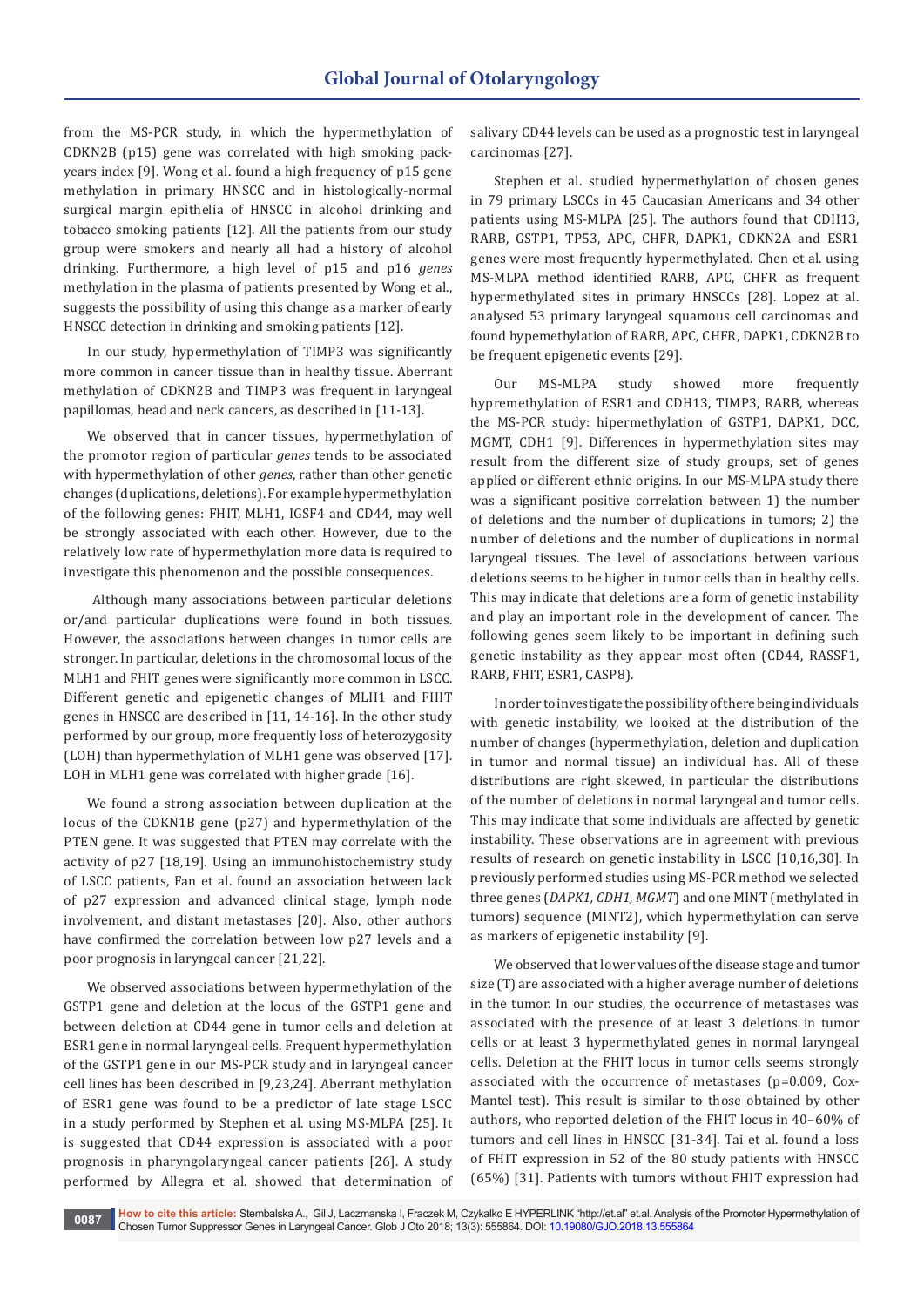from the MS-PCR study, in which the hypermethylation of CDKN2B (p15) gene was correlated with high smoking pack-years index [9]. Wong et al. found a high frequency of p15 gene methylation in primary HNSCC and in histologically-normal surgical margin epithelia of HNSCC in alcohol drinking and tobacco smoking patients [12]. All the patients from our study group were smokers and nearly all had a history of alcohol drinking. Furthermore, a high level of p15 and p16 *genes* methylation in the plasma of patients presented by Wong et al., suggests the possibility of using this change as a marker of early HNSCC detection in drinking and smoking patients [12].

In our study, hypermethylation of TIMP3 was significantly more common in cancer tissue than in healthy tissue. Aberrant methylation of CDKN2B and TIMP3 was frequent in laryngeal papillomas, head and neck cancers, as described in [11-13].

We observed that in cancer tissues, hypermethylation of the promotor region of particular *genes* tends to be associated with hypermethylation of other *genes*, rather than other genetic changes (duplications, deletions). For example hypermethylation of the following genes: FHIT, MLH1, IGSF4 and CD44, may well be strongly associated with each other. However, due to the relatively low rate of hypermethylation more data is required to investigate this phenomenon and the possible consequences.

Although many associations between particular deletions or/and particular duplications were found in both tissues. However, the associations between changes in tumor cells are stronger. In particular, deletions in the chromosomal locus of the MLH1 and FHIT genes were significantly more common in LSCC. Different genetic and epigenetic changes of MLH1 and FHIT genes in HNSCC are described in [11, 14-16]. In the other study performed by our group, more frequently loss of heterozygosity (LOH) than hypermethylation of MLH1 gene was observed [17]. LOH in MLH1 gene was correlated with higher grade [16].

We found a strong association between duplication at the locus of the CDKN1B gene (p27) and hypermethylation of the PTEN gene. It was suggested that PTEN may correlate with the activity of p27 [18,19]. Using an immunohistochemistry study of LSCC patients, Fan et al. found an association between lack of p27 expression and advanced clinical stage, lymph node involvement, and distant metastases [20]. Also, other authors have confirmed the correlation between low p27 levels and a poor prognosis in laryngeal cancer [21,22].

We observed associations between hypermethylation of the GSTP1 gene and deletion at the locus of the GSTP1 gene and between deletion at CD44 gene in tumor cells and deletion at ESR1 gene in normal laryngeal cells. Frequent hypermethylation of the GSTP1 gene in our MS-PCR study and in laryngeal cancer cell lines has been described in [9,23,24]. Aberrant methylation of ESR1 gene was found to be a predictor of late stage LSCC in a study performed by Stephen et al. using MS-MLPA [25]. It is suggested that CD44 expression is associated with a poor prognosis in pharyngolaryngeal cancer patients [26]. A study performed by Allegra et al. showed that determination of salivary CD44 levels can be used as a prognostic test in laryngeal carcinomas [27].

Stephen et al. studied hypermethylation of chosen genes in 79 primary LSCCs in 45 Caucasian Americans and 34 other patients using MS-MLPA [25]. The authors found that CDH13, RARB, GSTP1, TP53, APC, CHFR, DAPK1, CDKN2A and ESR1 genes were most frequently hypermethylated. Chen et al. using MS-MLPA method identified RARB, APC, CHFR as frequent hypermethylated sites in primary HNSCCs [28]. Lopez at al. analysed 53 primary laryngeal squamous cell carcinomas and found hypemethylation of RARB, APC, CHFR, DAPK1, CDKN2B to be frequent epigenetic events [29].

Our MS-MLPA study showed more frequently hypremethylation of ESR1 and CDH13, TIMP3, RARB, whereas the MS-PCR study: hipermethylation of GSTP1, DAPK1, DCC, MGMT, CDH1 [9]. Differences in hypermethylation sites may result from the different size of study groups, set of genes applied or different ethnic origins. In our MS-MLPA study there was a significant positive correlation between 1) the number of deletions and the number of duplications in tumors; 2) the number of deletions and the number of duplications in normal laryngeal tissues. The level of associations between various deletions seems to be higher in tumor cells than in healthy cells. This may indicate that deletions are a form of genetic instability and play an important role in the development of cancer. The following genes seem likely to be important in defining such genetic instability as they appear most often (CD44, RASSF1, RARB, FHIT, ESR1, CASP8).

In order to investigate the possibility of there being individuals with genetic instability, we looked at the distribution of the number of changes (hypermethylation, deletion and duplication in tumor and normal tissue) an individual has. All of these distributions are right skewed, in particular the distributions of the number of deletions in normal laryngeal and tumor cells. This may indicate that some individuals are affected by genetic instability. These observations are in agreement with previous results of research on genetic instability in LSCC [10,16,30]. In previously performed studies using MS-PCR method we selected three genes (*DAPK1, CDH1, MGMT*) and one MINT (methylated in tumors) sequence (MINT2), which hypermethylation can serve as markers of epigenetic instability [9].

We observed that lower values of the disease stage and tumor size (T) are associated with a higher average number of deletions in the tumor. In our studies, the occurrence of metastases was associated with the presence of at least 3 deletions in tumor cells or at least 3 hypermethylated genes in normal laryngeal cells. Deletion at the FHIT locus in tumor cells seems strongly associated with the occurrence of metastases ($p=0.009$, Cox-Mantel test). This result is similar to those obtained by other authors, who reported deletion of the FHIT locus in 40–60% of tumors and cell lines in HNSCC [31-34]. Tai et al. found a loss of FHIT expression in 52 of the 80 study patients with HNSCC (65%) [31]. Patients with tumors without FHIT expression had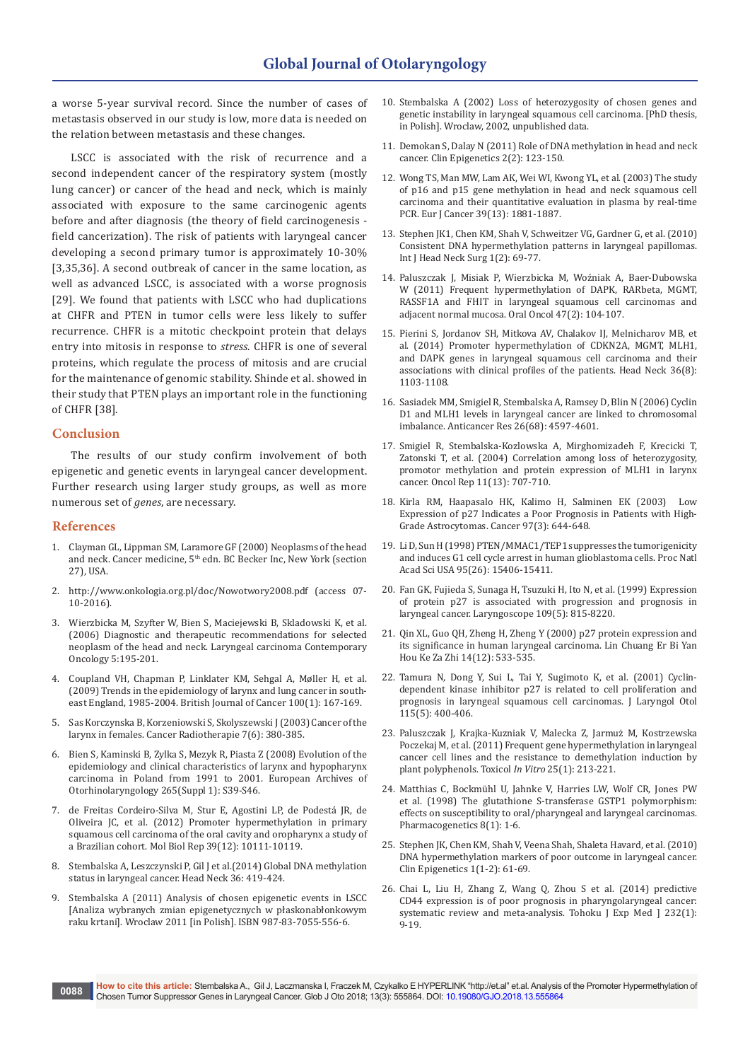a worse 5-year survival record. Since the number of cases of metastasis observed in our study is low, more data is needed on the relation between metastasis and these changes.

LSCC is associated with the risk of recurrence and a second independent cancer of the respiratory system (mostly lung cancer) or cancer of the head and neck, which is mainly associated with exposure to the same carcinogenic agents before and after diagnosis (the theory of field carcinogenesis - field cancerization). The risk of patients with laryngeal cancer developing a second primary tumor is approximately 10-30% [3,35,36]. A second outbreak of cancer in the same location, as well as advanced LSCC, is associated with a worse prognosis [29]. We found that patients with LSCC who had duplications at CHFR and PTEN in tumor cells were less likely to suffer recurrence. CHFR is a mitotic checkpoint protein that delays entry into mitosis in response to *stress*. CHFR is one of several proteins, which regulate the process of mitosis and are crucial for the maintenance of genomic stability. Shinde et al. showed in their study that PTEN plays an important role in the functioning of CHFR [38].

## Conclusion

The results of our study confirm involvement of both epigenetic and genetic events in laryngeal cancer development. Further research using larger study groups, as well as more numerous set of *genes*, are necessary.

## References

1. Clayman GL, Lippman SM, Laramore GF (2000) Neoplasms of the head and neck. Cancer medicine, 5th edn. BC Becker Inc, New York (section 27), USA.
2. http://www.onkologia.org.pl/doc/Nowotwory2008.pdf (access 07-10-2016).
3. Wierzbicka M, Szyfter W, Bien S, Maciejewski B, Skladowski K, et al. (2006) Diagnostic and therapeutic recommendations for selected neoplasm of the head and neck. Laryngeal carcinoma Contemporary Oncology 5:195-201.
4. Coupland VH, Chapman P, Linklater KM, Sehgal A, Møller H, et al. (2009) Trends in the epidemiology of larynx and lung cancer in south-east England, 1985-2004. British Journal of Cancer 100(1): 167-169.
5. Sas Korczynska B, Korzeniowski S, Skolyszewski J (2003) Cancer of the larynx in females. Cancer Radiotherapie 7(6): 380-385.
6. Bien S, Kaminski B, Zylka S, Mezyk R, Piasta Z (2008) Evolution of the epidemiology and clinical characteristics of larynx and hypopharynx carcinoma in Poland from 1991 to 2001. European Archives of Otorhinolaryngology 265(Suppl 1): S39-S46.
7. de Freitas Cordeiro-Silva M, Stur E, Agostini LP, de Podestá JR, de Oliveira JC, et al. (2012) Promoter hypermethylation in primary squamous cell carcinoma of the oral cavity and oropharynx a study of a Brazilian cohort. Mol Biol Rep 39(12): 10111-10119.
8. Stembalska A, Leszczynski P, Gil J et al.(2014) Global DNA methylation status in laryngeal cancer. Head Neck 36: 419-424.
9. Stembalska A (2011) Analysis of chosen epigenetic events in LSCC [Analiza wybranych zmian epigenetycznych w płaskonabłonkowym raku krtani]. Wroclaw 2011 [in Polish]. ISBN 987-83-7055-556-6.
10. Stembalska A (2002) Loss of heterozygosity of chosen genes and genetic instability in laryngeal squamous cell carcinoma. [PhD thesis, in Polish]. Wroclaw, 2002, unpublished data.
11. Demokan S, Dalay N (2011) Role of DNA methylation in head and neck cancer. Clin Epigenetics 2(2): 123-150.
12. Wong TS, Man MW, Lam AK, Wei WI, Kwong YL, et al. (2003) The study of p16 and p15 gene methylation in head and neck squamous cell carcinoma and their quantitative evaluation in plasma by real-time PCR. Eur J Cancer 39(13): 1881-1887.
13. Stephen JK1, Chen KM, Shah V, Schweitzer VG, Gardner G, et al. (2010) Consistent DNA hypermethylation patterns in laryngeal papillomas. Int J Head Neck Surg 1(2): 69-77.
14. Paluszczak J, Misiak P, Wierzbicka M, Woźniak A, Baer-Dubowska W (2011) Frequent hypermethylation of DAPK, RARbeta, MGMT, RASSF1A and FHIT in laryngeal squamous cell carcinomas and adjacent normal mucosa. Oral Oncol 47(2): 104-107.
15. Pierini S, Jordanov SH, Mitkova AV, Chalakov IJ, Melnicharov MB, et al. (2014) Promoter hypermethylation of CDKN2A, MGMT, MLH1, and DAPK genes in laryngeal squamous cell carcinoma and their associations with clinical profiles of the patients. Head Neck 36(8): 1103-1108.
16. Sasiadek MM, Smigiel R, Stembalska A, Ramsey D, Blin N (2006) Cyclin D1 and MLH1 levels in laryngeal cancer are linked to chromosomal imbalance. Anticancer Res 26(68): 4597-4601.
17. Smigiel R, Stembalska-Kozlowska A, Mirghomizadeh F, Krecicki T, Zatonski T, et al. (2004) Correlation among loss of heterozygosity, promotor methylation and protein expression of MLH1 in larynx cancer. Oncol Rep 11(13): 707-710.
18. Kirla RM, Haapasalo HK, Kalimo H, Salminen EK (2003) Low Expression of p27 Indicates a Poor Prognosis in Patients with High-Grade Astrocytomas. Cancer 97(3): 644-648.
19. Li D, Sun H (1998) PTEN/MMAC1/TEP1 suppresses the tumorigenicity and induces G1 cell cycle arrest in human glioblastoma cells. Proc Natl Acad Sci USA 95(26): 15406-15411.
20. Fan GK, Fujieda S, Sunaga H, Tsuzuki H, Ito N, et al. (1999) Expression of protein p27 is associated with progression and prognosis in laryngeal cancer. Laryngoscope 109(5): 815-8220.
21. Qin XL, Guo QH, Zheng H, Zheng Y (2000) p27 protein expression and its significance in human laryngeal carcinoma. Lin Chuang Er Bi Yan Hou Ke Za Zhi 14(12): 533-535.
22. Tamura N, Dong Y, Sui L, Tai Y, Sugimoto K, et al. (2001) Cyclin-dependent kinase inhibitor p27 is related to cell proliferation and prognosis in laryngeal squamous cell carcinomas. J Laryngol Otol 115(5): 400-406.
23. Paluszczak J, Krajka-Kuzniak V, Malecka Z, Jarmuż M, Kostrzewska Poczekaj M, et al. (2011) Frequent gene hypermethylation in laryngeal cancer cell lines and the resistance to demethylation induction by plant polyphenols. Toxicol *In Vitro* 25(1): 213-221.
24. Matthias C, Bockmühl U, Jahnke V, Harries LW, Wolf CR, Jones PW et al. (1998) The glutathione S-transferase GSTP1 polymorphism: effects on susceptibility to oral/pharyngeal and laryngeal carcinomas. Pharmacogenetics 8(1): 1-6.
25. Stephen JK, Chen KM, Shah V, Veena Shah, Shaleta Havard, et al. (2010) DNA hypermethylation markers of poor outcome in laryngeal cancer. Clin Epigenetics 1(1-2): 61-69.
26. Chai L, Liu H, Zhang Z, Wang Q, Zhou S et al. (2014) predictive CD44 expression is of poor prognosis in pharyngolaryngeal cancer: systematic review and meta-analysis. Tohoku J Exp Med ] 232(1): 9-19.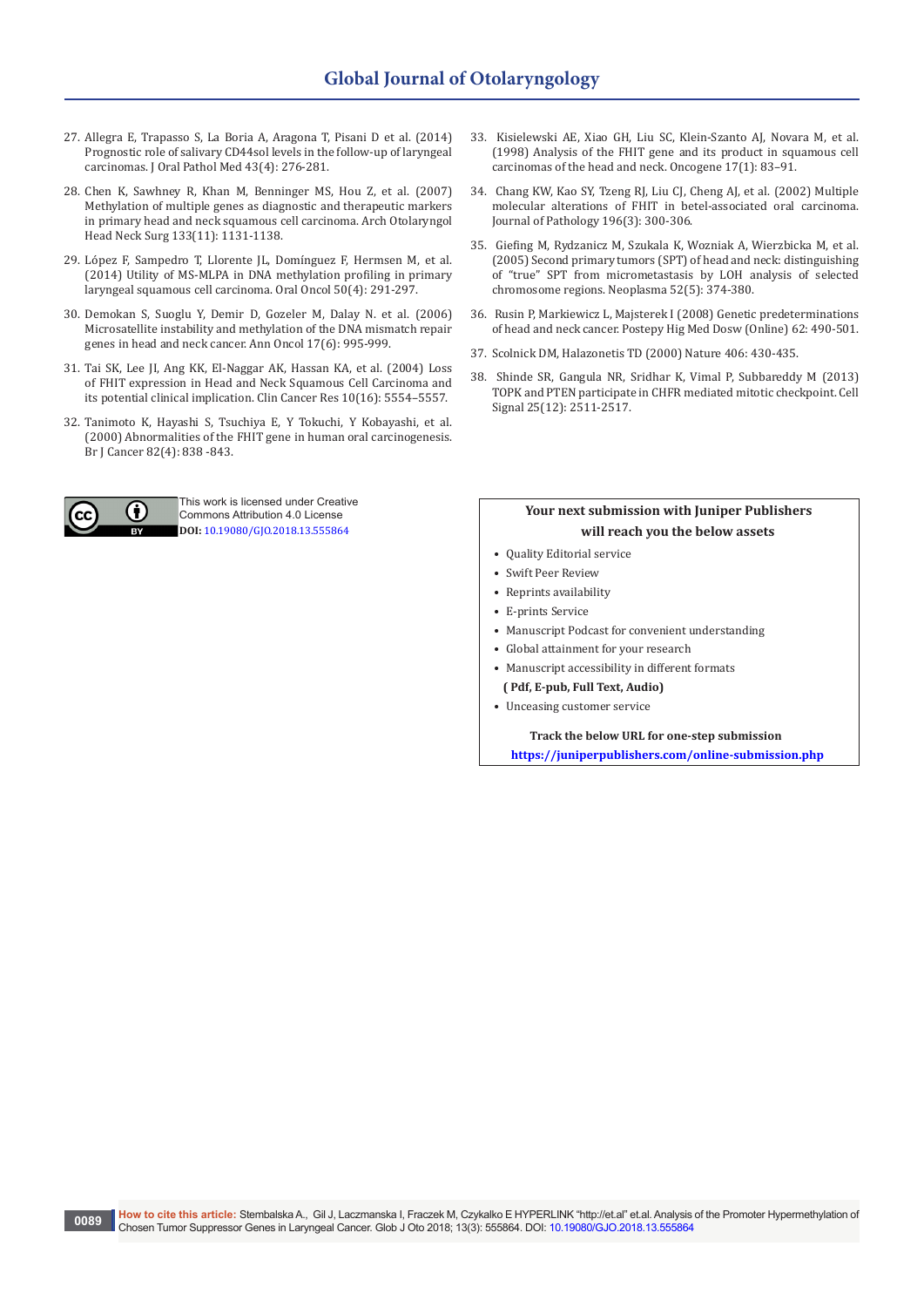27. Allegra E, Trapasso S, La Boria A, Aragona T, Pisani D et al. (2014) Prognostic role of salivary CD44sol levels in the follow-up of laryngeal carcinomas. J Oral Pathol Med 43(4): 276-281.
28. Chen K, Sawhney R, Khan M, Benninger MS, Hou Z, et al. (2007) Methylation of multiple genes as diagnostic and therapeutic markers in primary head and neck squamous cell carcinoma. Arch Otolaryngol Head Neck Surg 133(11): 1131-1138.
29. López F, Sampedro T, Llorente JL, Domínguez F, Hermsen M, et al. (2014) Utility of MS-MLPA in DNA methylation profiling in primary laryngeal squamous cell carcinoma. Oral Oncol 50(4): 291-297.
30. Demokan S, Suoglu Y, Demir D, Gozeler M, Dalay N. et al. (2006) Microsatellite instability and methylation of the DNA mismatch repair genes in head and neck cancer. Ann Oncol 17(6): 995-999.
31. Tai SK, Lee JI, Ang KK, El-Naggar AK, Hassan KA, et al. (2004) Loss of FHIT expression in Head and Neck Squamous Cell Carcinoma and its potential clinical implication. Clin Cancer Res 10(16): 5554–5557.
32. Tanimoto K, Hayashi S, Tsuchiya E, Y Tokuchi, Y Kobayashi, et al. (2000) Abnormalities of the FHIT gene in human oral carcinogenesis. Br J Cancer 82(4): 838 -843.
33. Kisielewski AE, Xiao GH, Liu SC, Klein-Szanto AJ, Novara M, et al. (1998) Analysis of the FHIT gene and its product in squamous cell carcinomas of the head and neck. Oncogene 17(1): 83–91.
34. Chang KW, Kao SY, Tzeng RJ, Liu CJ, Cheng AJ, et al. (2002) Multiple molecular alterations of FHIT in betel-associated oral carcinoma. Journal of Pathology 196(3): 300-306.
35. Giefing M, Rydzanicz M, Szukala K, Wozniak A, Wierzbicka M, et al. (2005) Second primary tumors (SPT) of head and neck: distinguishing of "true" SPT from micrometastasis by LOH analysis of selected chromosome regions. Neoplasma 52(5): 374-380.
36. Rusin P, Markiewicz L, Majsterek I (2008) Genetic predeterminations of head and neck cancer. Postepy Hig Med Dosw (Online) 62: 490-501.
37. Scolnick DM, Halazonetis TD (2000) Nature 406: 430-435.
38. Shinde SR, Gangula NR, Sridhar K, Vimal P, Subbareddy M (2013) TOPK and PTEN participate in CHFR mediated mitotic checkpoint. Cell Signal 25(12): 2511-2517.

This work is licensed under Creative Commons Attribution 4.0 License
**DOI:** 10.19080/GJO.2018.13.555864

**Your next submission with Juniper Publishers will reach you the below assets**

- Quality Editorial service
- Swift Peer Review
- Reprints availability
- E-prints Service
- Manuscript Podcast for convenient understanding
- Global attainment for your research
- Manuscript accessibility in different formats
  **( Pdf, E-pub, Full Text, Audio)**
- Unceasing customer service

**Track the below URL for one-step submission**
**https://juniperpublishers.com/online-submission.php**

**How to cite this article:** Stembalska A., Gil J, Laczmanska I, Fraczek M, Czykalko E HYPERLINK "http://et.al" et.al. Analysis of the Promoter Hypermethylation of Chosen Tumor Suppressor Genes in Laryngeal Cancer. Glob J Oto 2018; 13(3): 555864. DOI: 10.19080/GJO.2018.13.555864